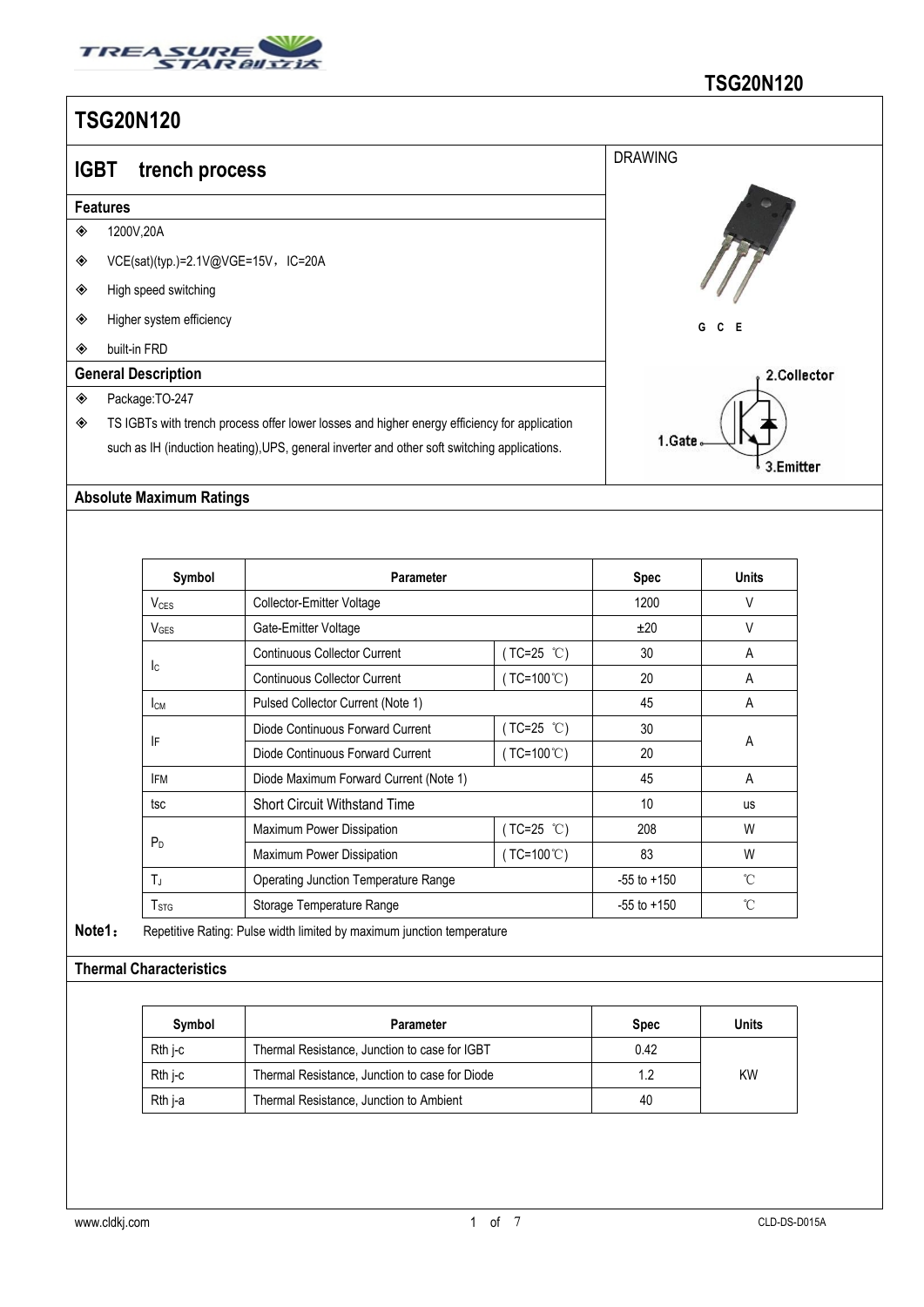# TSG20N120

## IGBT trench process

### Features

- 1200V,20A
- VCE(sat)(typ.)=2.1V@VGE=15V，IC=20A
- High speed switching
- Higher system efficiency
- built-in FRD

### General Description

- Package:TO-247
- TS IGBTs with trench process offer lower losses and higher energy efficiency for application such as IH (induction heating),UPS, general inverter and other soft switching applications.

DRAWING

G C E

1.Gate 2.Collector 3.Emitter

### Absolute Maximum Ratings

| Symbol | Parameter | | Spec | Units |
|---|---|---|---|---|
| $V_{CES}$ | Collector-Emitter Voltage | | 1200 | V |
| $V_{GES}$ | Gate-Emitter Voltage | | ±20 | V |
| $I_C$ | Continuous Collector Current | ( TC=25 ℃) | 30 | A |
| | Continuous Collector Current | ( TC=100℃) | 20 | A |
| $I_{CM}$ | Pulsed Collector Current (Note 1) | | 45 | A |
| IF | Diode Continuous Forward Current | ( TC=25 ℃) | 30 | A |
| | Diode Continuous Forward Current | ( TC=100℃) | 20 | |
| IFM | Diode Maximum Forward Current (Note 1) | | 45 | A |
| tsc | Short Circuit Withstand Time | | 10 | us |
| $P_D$ | Maximum Power Dissipation | ( TC=25 ℃) | 208 | W |
| | Maximum Power Dissipation | ( TC=100℃) | 83 | W |
| $T_J$ | Operating Junction Temperature Range | | -55 to +150 | ℃ |
| $T_{STG}$ | Storage Temperature Range | | -55 to +150 | ℃ |

**Note1：** Repetitive Rating: Pulse width limited by maximum junction temperature

### Thermal Characteristics

| Symbol | Parameter | Spec | Units |
|---|---|---|---|
| Rth j-c | Thermal Resistance, Junction to case for IGBT | 0.42 | KW |
| Rth j-c | Thermal Resistance, Junction to case for Diode | 1.2 | |
| Rth j-a | Thermal Resistance, Junction to Ambient | 40 | |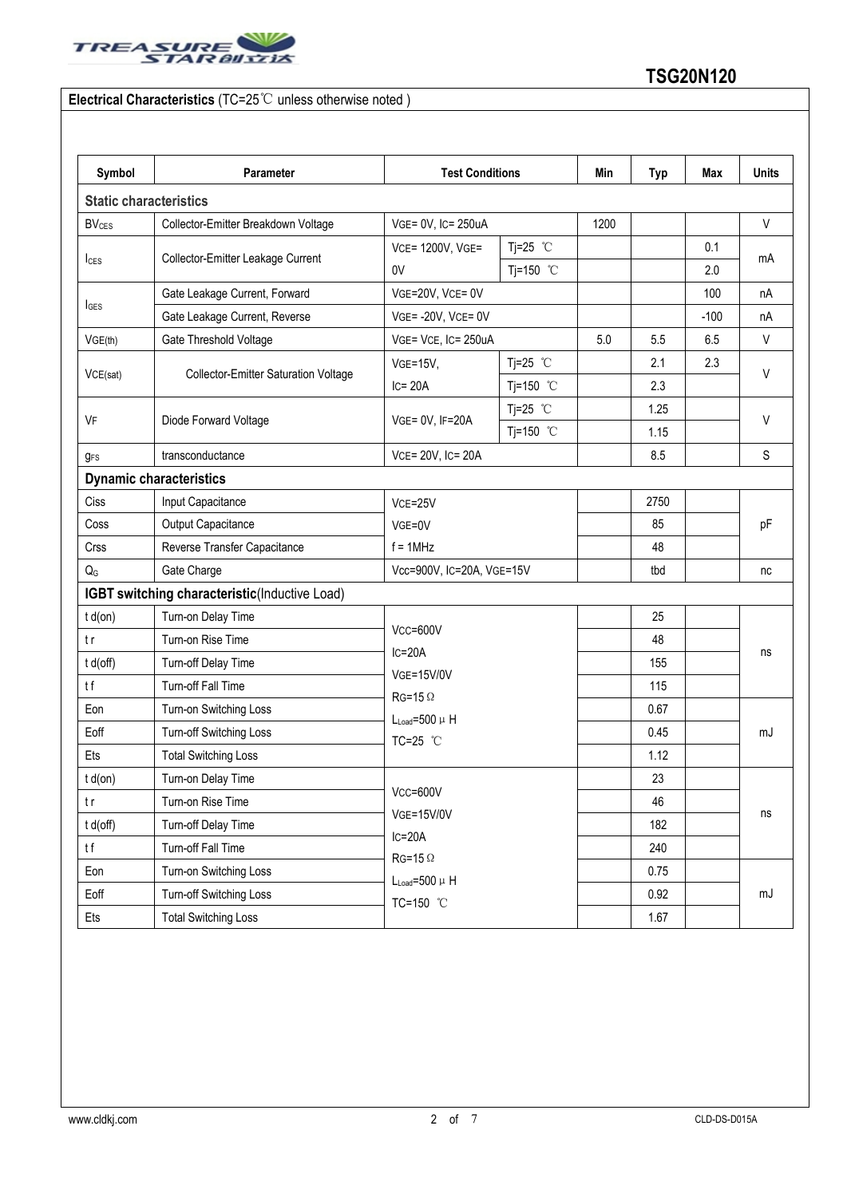**Electrical Characteristics** (TC=25℃ unless otherwise noted )

| Symbol | Parameter | Test Conditions | | Min | Typ | Max | Units |
|---|---|---|---|---|---|---|---|
| **Static characteristics** | | | | | | | |
| $BV_{CES}$ | Collector-Emitter Breakdown Voltage | VGE= 0V, IC= 250uA | | 1200 | | | V |
| $I_{CES}$ | Collector-Emitter Leakage Current | VCE= 1200V, VGE= 0V | Tj=25 ℃ | | | 0.1 | mA |
| | | | Tj=150 ℃ | | | 2.0 | |
| $I_{GES}$ | Gate Leakage Current, Forward | VGE=20V, VCE= 0V | | | | 100 | nA |
| | Gate Leakage Current, Reverse | VGE= -20V, VCE= 0V | | | | -100 | nA |
| $V_{GE(th)}$ | Gate Threshold Voltage | VGE= VCE, IC= 250uA | | 5.0 | 5.5 | 6.5 | V |
| $V_{CE(sat)}$ | Collector-Emitter Saturation Voltage | VGE=15V, IC= 20A | Tj=25 ℃ | | 2.1 | 2.3 | V |
| | | | Tj=150 ℃ | | 2.3 | | |
| $V_F$ | Diode Forward Voltage | VGE= 0V, IF=20A | Tj=25 ℃ | | 1.25 | | V |
| | | | Tj=150 ℃ | | 1.15 | | |
| $g_{FS}$ | transconductance | VCE= 20V, IC= 20A | | | 8.5 | | S |
| **Dynamic characteristics** | | | | | | | |
| Ciss | Input Capacitance | VCE=25V VGE=0V f = 1MHz | | | 2750 | | pF |
| Coss | Output Capacitance | | | | 85 | | |
| Crss | Reverse Transfer Capacitance | | | | 48 | | |
| $Q_G$ | Gate Charge | Vcc=900V, IC=20A, VGE=15V | | | tbd | | nc |
| **IGBT switching characteristic**(Inductive Load) | | | | | | | |
| t d(on) | Turn-on Delay Time | VCC=600V IC=20A VGE=15V/0V RG=15Ω $L_{Load}$=500μH TC=25 ℃ | | | 25 | | ns |
| t r | Turn-on Rise Time | | | | 48 | | |
| t d(off) | Turn-off Delay Time | | | | 155 | | |
| t f | Turn-off Fall Time | | | | 115 | | |
| Eon | Turn-on Switching Loss | | | | 0.67 | | mJ |
| Eoff | Turn-off Switching Loss | | | | 0.45 | | |
| Ets | Total Switching Loss | | | | 1.12 | | |
| t d(on) | Turn-on Delay Time | VCC=600V VGE=15V/0V IC=20A RG=15Ω $L_{Load}$=500μH TC=150 ℃ | | | 23 | | ns |
| t r | Turn-on Rise Time | | | | 46 | | |
| t d(off) | Turn-off Delay Time | | | | 182 | | |
| t f | Turn-off Fall Time | | | | 240 | | |
| Eon | Turn-on Switching Loss | | | | 0.75 | | mJ |
| Eoff | Turn-off Switching Loss | | | | 0.92 | | |
| Ets | Total Switching Loss | | | | 1.67 | | |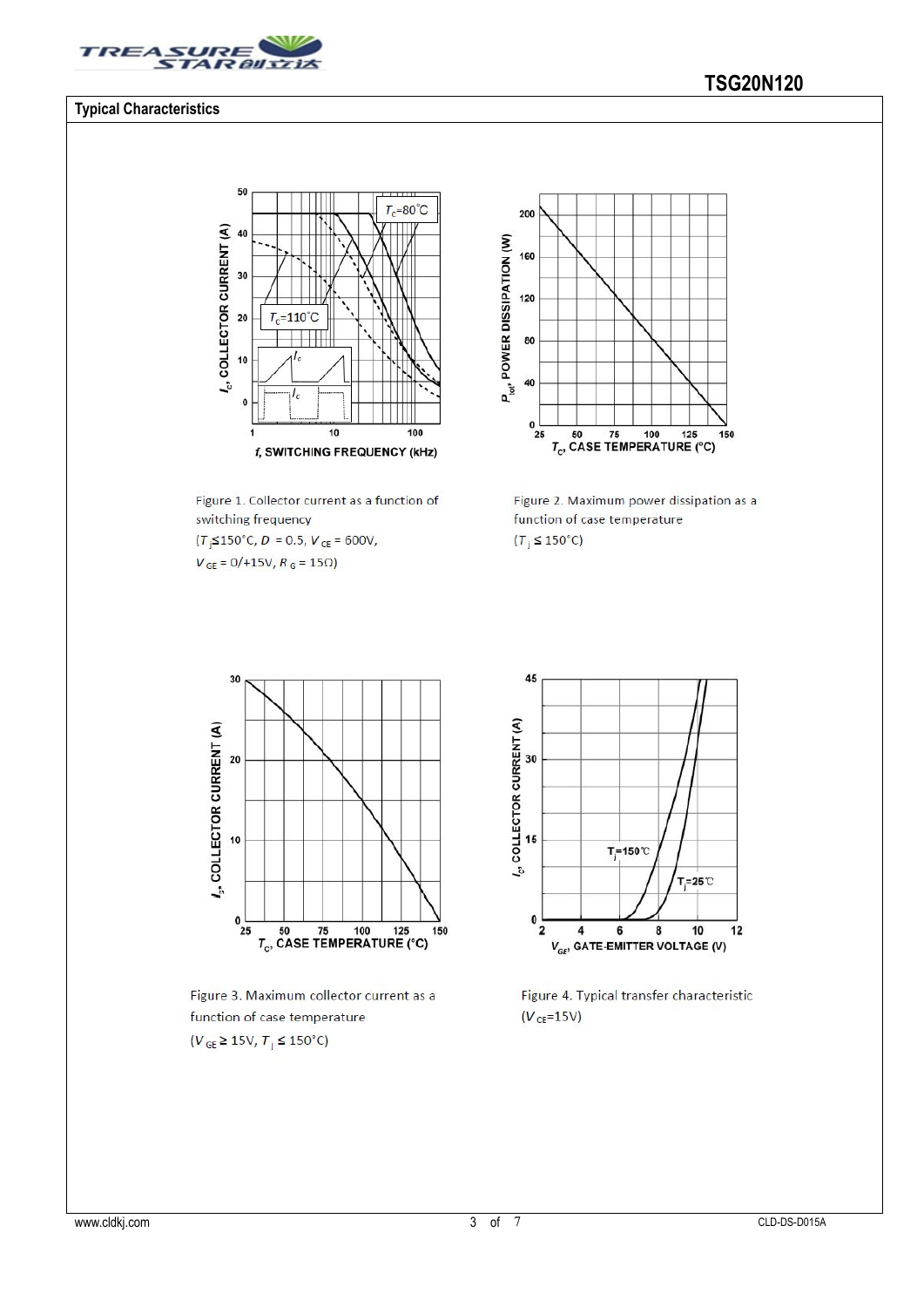## Typical Characteristics

Figure 1. Collector current as a function of switching frequency
($T_j$≤150°C, $D$ = 0.5, $V_{CE}$ = 600V, $V_{GE}$ = 0/+15V, $R_G$ = 15Ω)

Figure 2. Maximum power dissipation as a function of case temperature
($T_j$ ≤ 150°C)

Figure 3. Maximum collector current as a function of case temperature
($V_{GE}$ ≥ 15V, $T_j$ ≤ 150°C)

Figure 4. Typical transfer characteristic
($V_{CE}$=15V)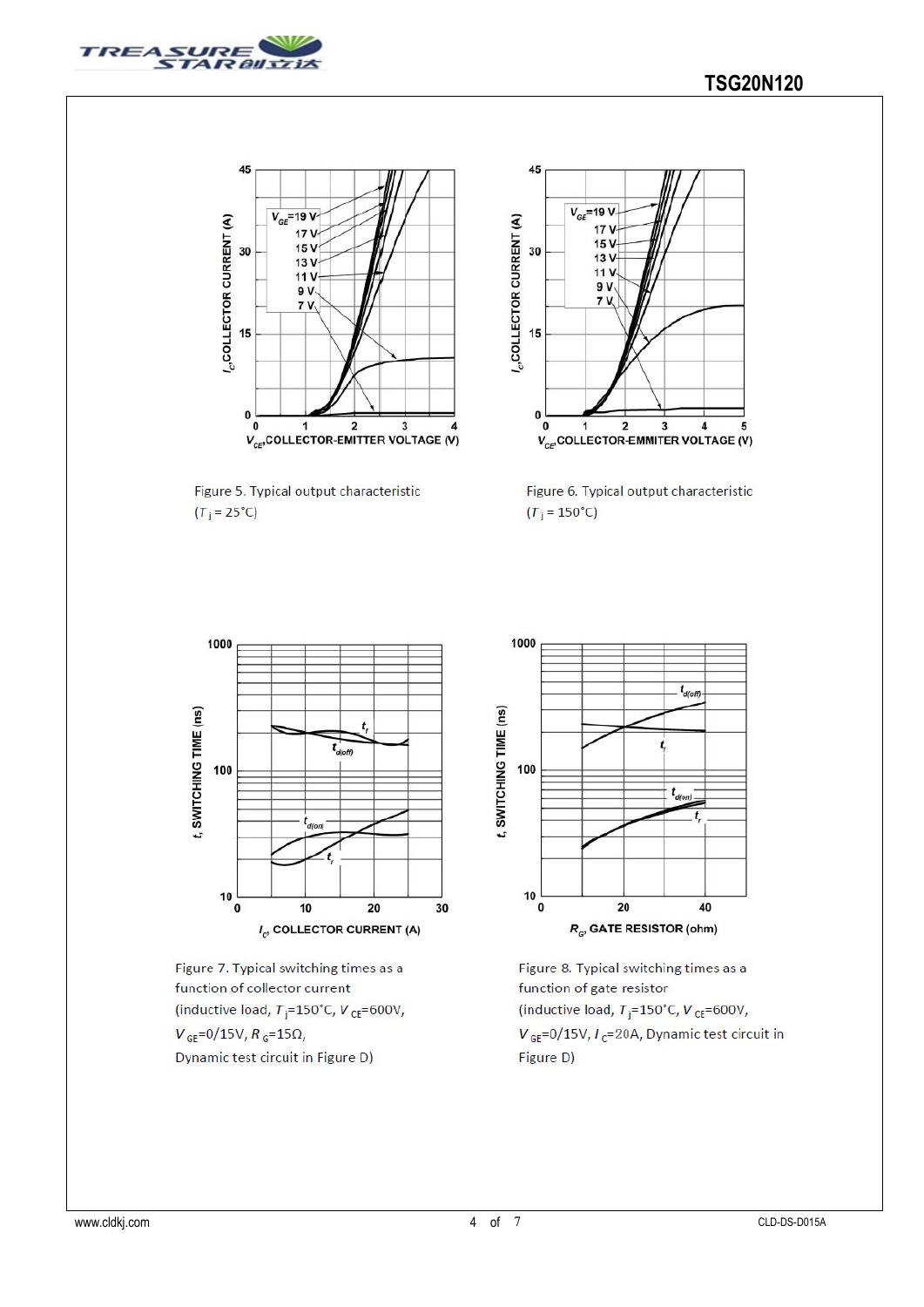Figure 5. Typical output characteristic
($T_j$ = 25°C)

Figure 6. Typical output characteristic
($T_j$ = 150°C)

Figure 7. Typical switching times as a function of collector current
(inductive load, $T_j$=150°C, $V_{CE}$=600V, $V_{GE}$=0/15V, $R_G$=15Ω, Dynamic test circuit in Figure D)

Figure 8. Typical switching times as a function of gate resistor
(inductive load, $T_j$=150°C, $V_{CE}$=600V, $V_{GE}$=0/15V, $I_C$=20A, Dynamic test circuit in Figure D)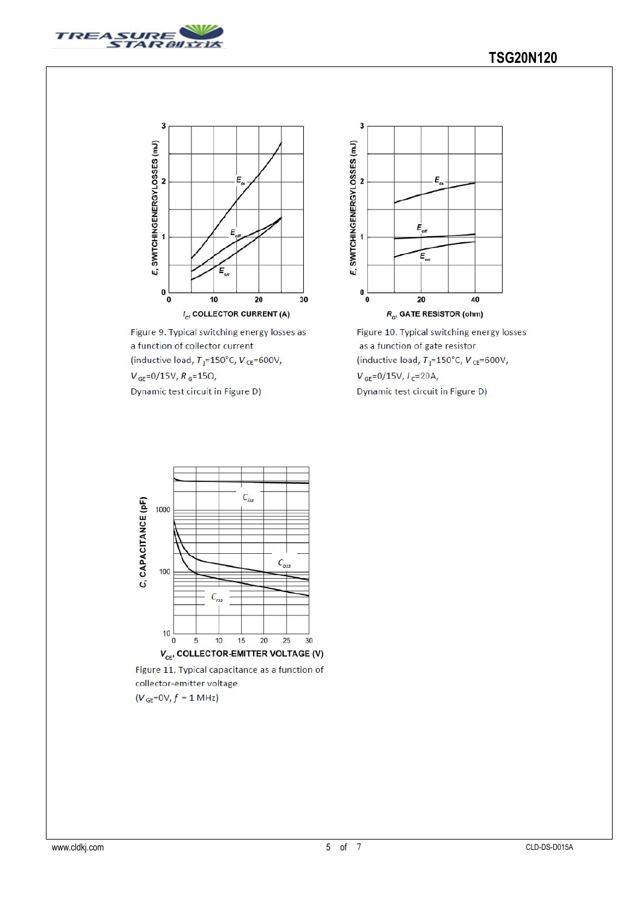Figure 9. Typical switching energy losses as a function of collector current
(inductive load, $T_J$=150°C, $V_{CE}$=600V, $V_{GE}$=0/15V, $R_G$=15Ω, Dynamic test circuit in Figure D)

Figure 10. Typical switching energy losses as a function of gate resistor
(inductive load, $T_J$=150°C, $V_{CE}$=600V, $V_{GE}$=0/15V, $I_C$=20A, Dynamic test circuit in Figure D)

Figure 11. Typical capacitance as a function of collector-emitter voltage
($V_{GE}$=0V, $f$ = 1 MHz)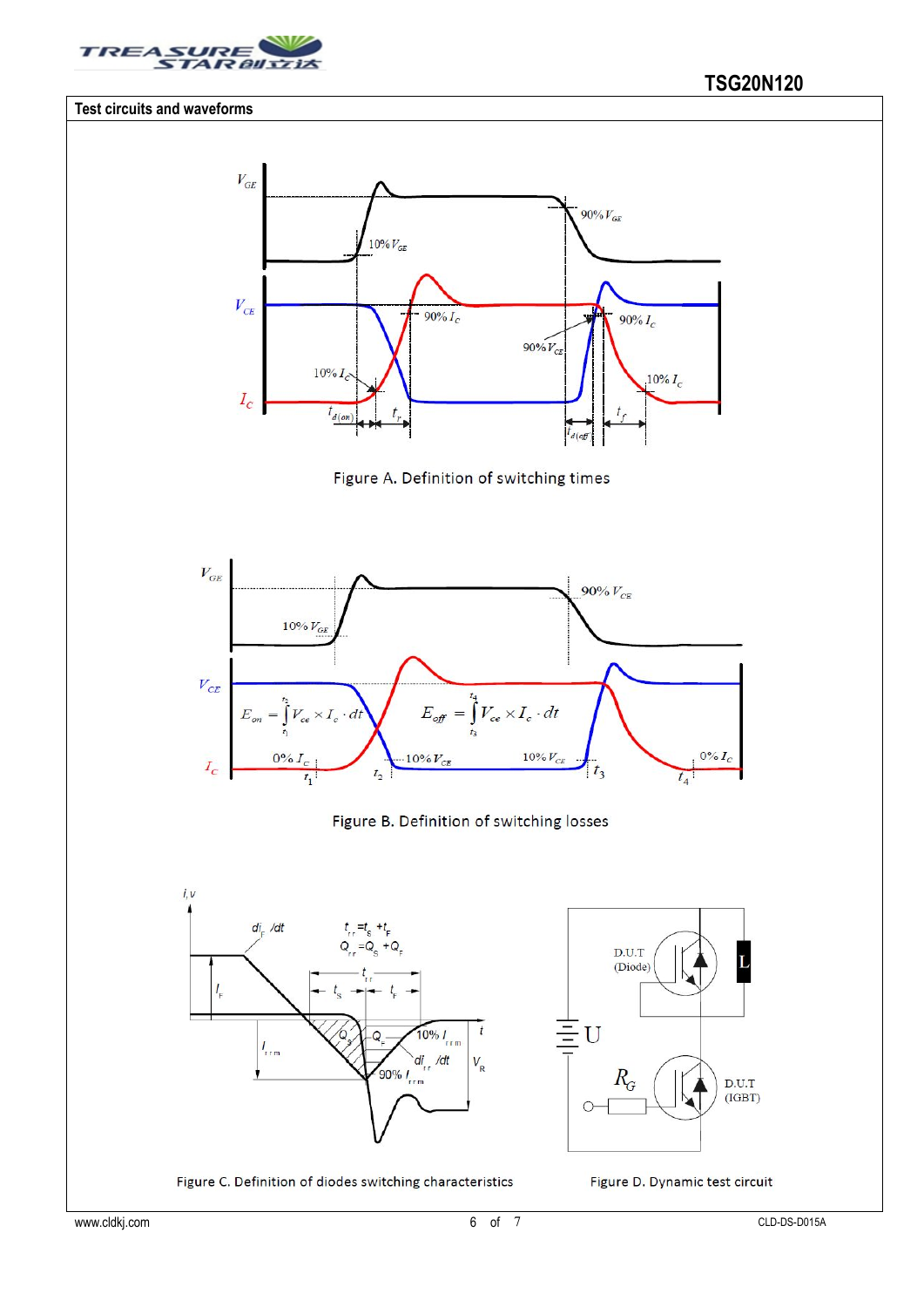## Test circuits and waveforms

Figure A. Definition of switching times

Figure B. Definition of switching losses

Figure C. Definition of diodes switching characteristics

Figure D. Dynamic test circuit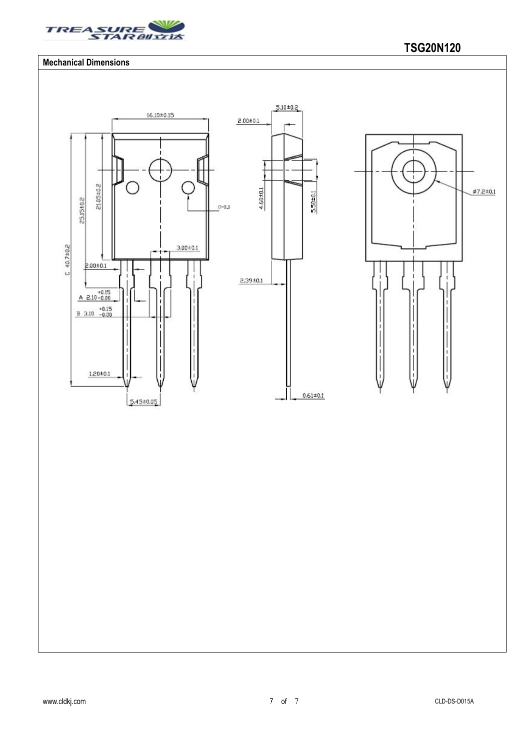TSG20N120

## Mechanical Dimensions

16.10±0.15

5.10±0.2

2.00±0.1

25.15±0.2

21.05±0.2

C 40.7±0.2

0~0.3

4.60±0.1

5.50±0.1

ø7.2±0.1

3.00±0.1

2.00±0.1

2.39±0.1

A 2.10 +0.15 −0.00

B 3.10 +0.15 −0.00

1.20±0.1

5.45±0.05

0.61±0.1